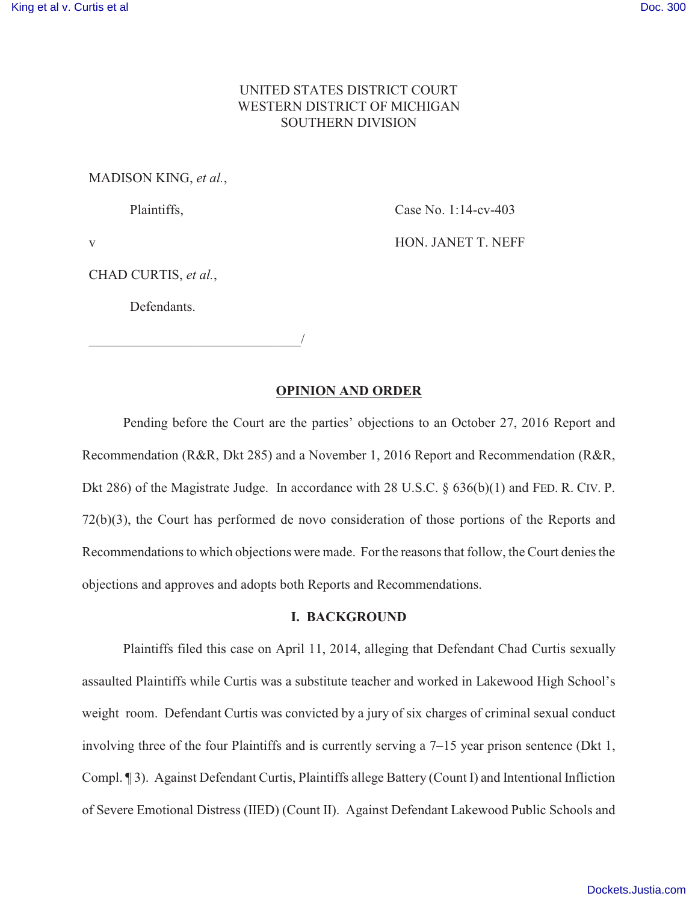UNITED STATES DISTRICT COURT
WESTERN DISTRICT OF MICHIGAN
SOUTHERN DIVISION

MADISON KING, *et al.*,

Plaintiffs,

v

CHAD CURTIS, *et al.*,

Defendants.

Case No. 1:14-cv-403

HON. JANET T. NEFF

_______________________________/

**OPINION AND ORDER**

Pending before the Court are the parties' objections to an October 27, 2016 Report and Recommendation (R&R, Dkt 285) and a November 1, 2016 Report and Recommendation (R&R, Dkt 286) of the Magistrate Judge. In accordance with 28 U.S.C. § 636(b)(1) and FED. R. CIV. P. 72(b)(3), the Court has performed de novo consideration of those portions of the Reports and Recommendations to which objections were made. For the reasons that follow, the Court denies the objections and approves and adopts both Reports and Recommendations.

## I. BACKGROUND

Plaintiffs filed this case on April 11, 2014, alleging that Defendant Chad Curtis sexually assaulted Plaintiffs while Curtis was a substitute teacher and worked in Lakewood High School's weight room. Defendant Curtis was convicted by a jury of six charges of criminal sexual conduct involving three of the four Plaintiffs and is currently serving a 7–15 year prison sentence (Dkt 1, Compl. ¶ 3). Against Defendant Curtis, Plaintiffs allege Battery (Count I) and Intentional Infliction of Severe Emotional Distress (IIED) (Count II). Against Defendant Lakewood Public Schools and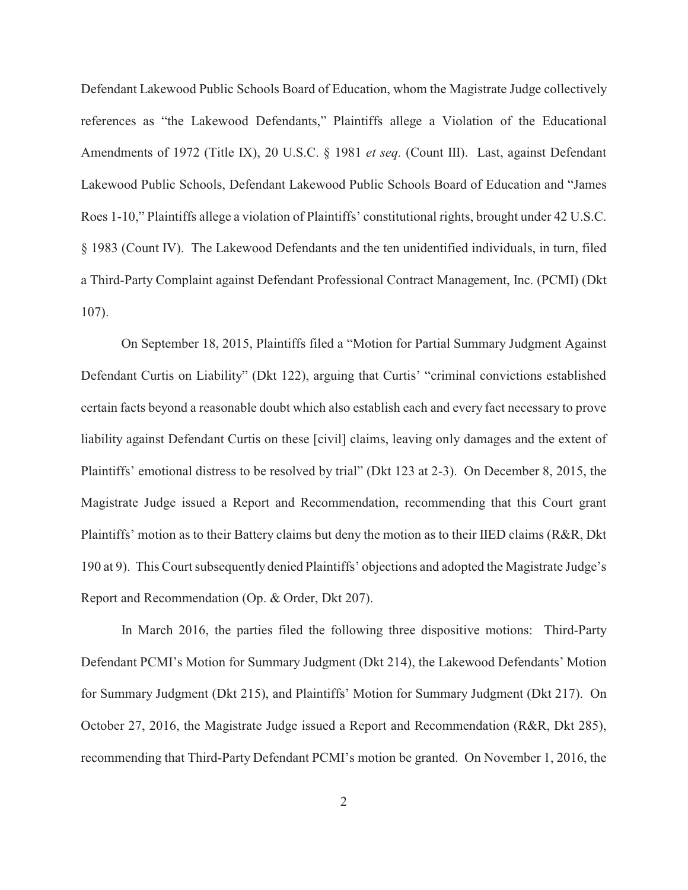Defendant Lakewood Public Schools Board of Education, whom the Magistrate Judge collectively references as "the Lakewood Defendants," Plaintiffs allege a Violation of the Educational Amendments of 1972 (Title IX), 20 U.S.C. § 1981 *et seq.* (Count III). Last, against Defendant Lakewood Public Schools, Defendant Lakewood Public Schools Board of Education and "James Roes 1-10," Plaintiffs allege a violation of Plaintiffs' constitutional rights, brought under 42 U.S.C. § 1983 (Count IV). The Lakewood Defendants and the ten unidentified individuals, in turn, filed a Third-Party Complaint against Defendant Professional Contract Management, Inc. (PCMI) (Dkt 107).

On September 18, 2015, Plaintiffs filed a "Motion for Partial Summary Judgment Against Defendant Curtis on Liability" (Dkt 122), arguing that Curtis' "criminal convictions established certain facts beyond a reasonable doubt which also establish each and every fact necessary to prove liability against Defendant Curtis on these [civil] claims, leaving only damages and the extent of Plaintiffs' emotional distress to be resolved by trial" (Dkt 123 at 2-3). On December 8, 2015, the Magistrate Judge issued a Report and Recommendation, recommending that this Court grant Plaintiffs' motion as to their Battery claims but deny the motion as to their IIED claims (R&R, Dkt 190 at 9). This Court subsequently denied Plaintiffs' objections and adopted the Magistrate Judge's Report and Recommendation (Op. & Order, Dkt 207).

In March 2016, the parties filed the following three dispositive motions: Third-Party Defendant PCMI's Motion for Summary Judgment (Dkt 214), the Lakewood Defendants' Motion for Summary Judgment (Dkt 215), and Plaintiffs' Motion for Summary Judgment (Dkt 217). On October 27, 2016, the Magistrate Judge issued a Report and Recommendation (R&R, Dkt 285), recommending that Third-Party Defendant PCMI's motion be granted. On November 1, 2016, the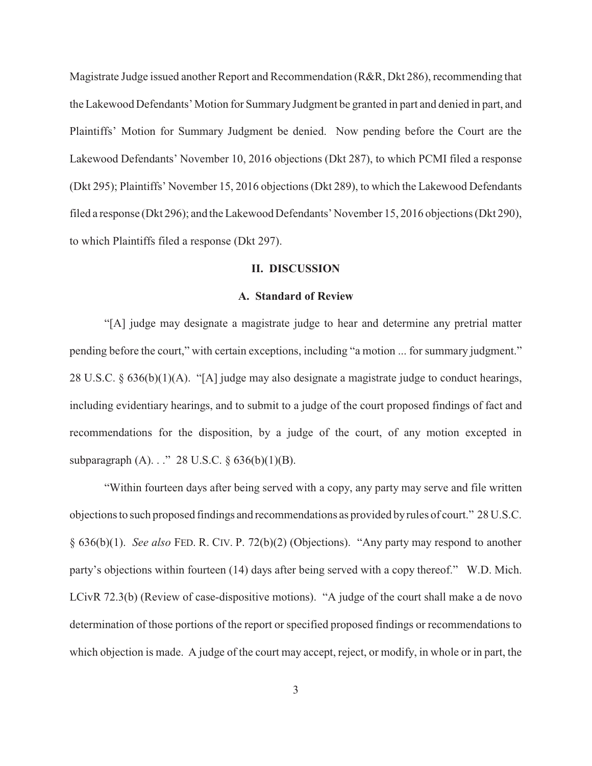Magistrate Judge issued another Report and Recommendation (R&R, Dkt 286), recommending that the Lakewood Defendants' Motion for Summary Judgment be granted in part and denied in part, and Plaintiffs' Motion for Summary Judgment be denied. Now pending before the Court are the Lakewood Defendants' November 10, 2016 objections (Dkt 287), to which PCMI filed a response (Dkt 295); Plaintiffs' November 15, 2016 objections (Dkt 289), to which the Lakewood Defendants filed a response (Dkt 296); and the Lakewood Defendants' November 15, 2016 objections (Dkt 290), to which Plaintiffs filed a response (Dkt 297).

## II. DISCUSSION

### A. Standard of Review

"[A] judge may designate a magistrate judge to hear and determine any pretrial matter pending before the court," with certain exceptions, including "a motion ... for summary judgment." 28 U.S.C. § 636(b)(1)(A). "[A] judge may also designate a magistrate judge to conduct hearings, including evidentiary hearings, and to submit to a judge of the court proposed findings of fact and recommendations for the disposition, by a judge of the court, of any motion excepted in subparagraph (A). . ." 28 U.S.C. § 636(b)(1)(B).

"Within fourteen days after being served with a copy, any party may serve and file written objections to such proposed findings and recommendations as provided by rules of court." 28 U.S.C. § 636(b)(1). *See also* FED. R. CIV. P. 72(b)(2) (Objections). "Any party may respond to another party's objections within fourteen (14) days after being served with a copy thereof." W.D. Mich. LCivR 72.3(b) (Review of case-dispositive motions). "A judge of the court shall make a de novo determination of those portions of the report or specified proposed findings or recommendations to which objection is made. A judge of the court may accept, reject, or modify, in whole or in part, the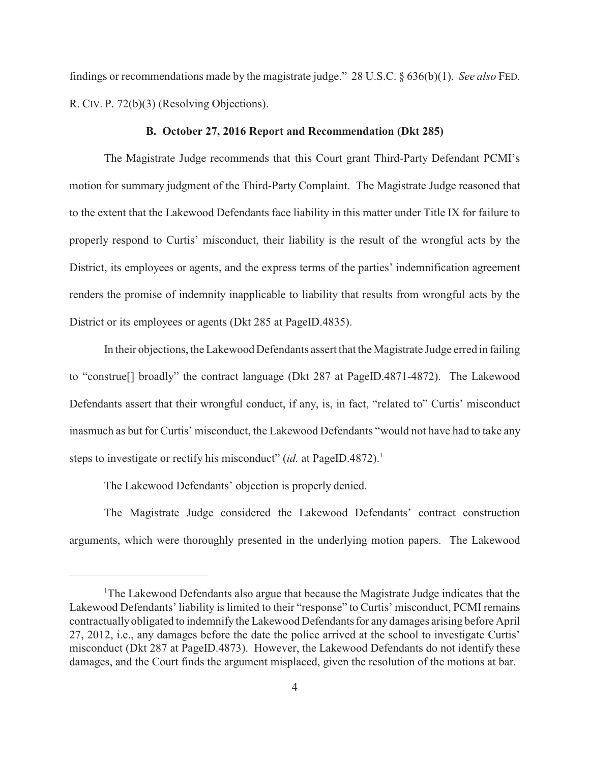findings or recommendations made by the magistrate judge." 28 U.S.C. § 636(b)(1). *See also* FED. R. CIV. P. 72(b)(3) (Resolving Objections).

### B. October 27, 2016 Report and Recommendation (Dkt 285)

The Magistrate Judge recommends that this Court grant Third-Party Defendant PCMI's motion for summary judgment of the Third-Party Complaint. The Magistrate Judge reasoned that to the extent that the Lakewood Defendants face liability in this matter under Title IX for failure to properly respond to Curtis' misconduct, their liability is the result of the wrongful acts by the District, its employees or agents, and the express terms of the parties' indemnification agreement renders the promise of indemnity inapplicable to liability that results from wrongful acts by the District or its employees or agents (Dkt 285 at PageID.4835).

In their objections, the Lakewood Defendants assert that the Magistrate Judge erred in failing to "construe[] broadly" the contract language (Dkt 287 at PageID.4871-4872). The Lakewood Defendants assert that their wrongful conduct, if any, is, in fact, "related to" Curtis' misconduct inasmuch as but for Curtis' misconduct, the Lakewood Defendants "would not have had to take any steps to investigate or rectify his misconduct" (*id.* at PageID.4872).[1]

The Lakewood Defendants' objection is properly denied.

The Magistrate Judge considered the Lakewood Defendants' contract construction arguments, which were thoroughly presented in the underlying motion papers. The Lakewood

---

[1]The Lakewood Defendants also argue that because the Magistrate Judge indicates that the Lakewood Defendants' liability is limited to their "response" to Curtis' misconduct, PCMI remains contractually obligated to indemnify the Lakewood Defendants for any damages arising before April 27, 2012, i.e., any damages before the date the police arrived at the school to investigate Curtis' misconduct (Dkt 287 at PageID.4873). However, the Lakewood Defendants do not identify these damages, and the Court finds the argument misplaced, given the resolution of the motions at bar.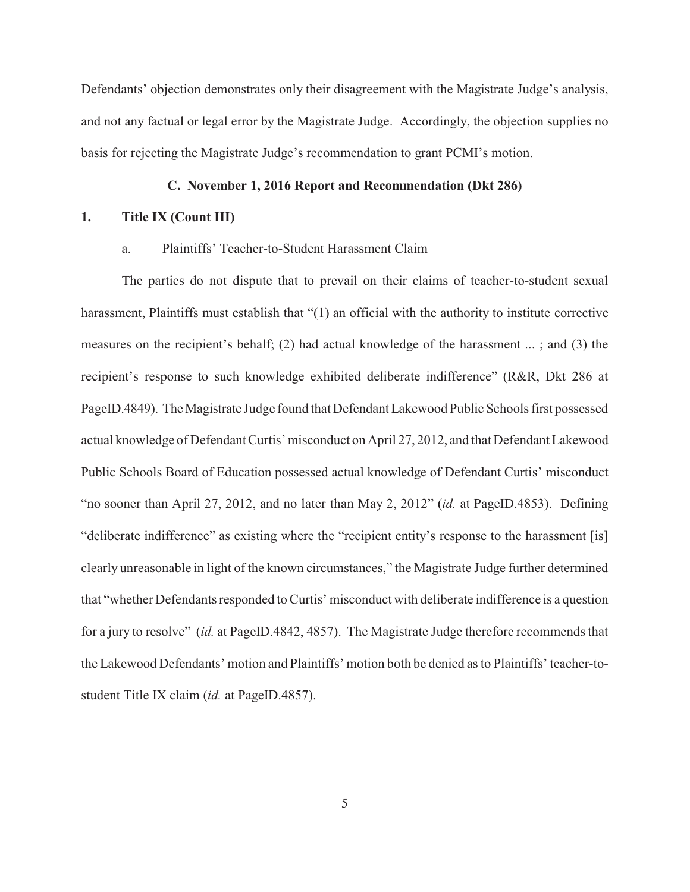Defendants' objection demonstrates only their disagreement with the Magistrate Judge's analysis, and not any factual or legal error by the Magistrate Judge. Accordingly, the objection supplies no basis for rejecting the Magistrate Judge's recommendation to grant PCMI's motion.

### C. November 1, 2016 Report and Recommendation (Dkt 286)

**1. Title IX (Count III)**

a. Plaintiffs' Teacher-to-Student Harassment Claim

The parties do not dispute that to prevail on their claims of teacher-to-student sexual harassment, Plaintiffs must establish that "(1) an official with the authority to institute corrective measures on the recipient's behalf; (2) had actual knowledge of the harassment ... ; and (3) the recipient's response to such knowledge exhibited deliberate indifference" (R&R, Dkt 286 at PageID.4849). The Magistrate Judge found that Defendant Lakewood Public Schools first possessed actual knowledge of Defendant Curtis' misconduct on April 27, 2012, and that Defendant Lakewood Public Schools Board of Education possessed actual knowledge of Defendant Curtis' misconduct "no sooner than April 27, 2012, and no later than May 2, 2012" (*id.* at PageID.4853). Defining "deliberate indifference" as existing where the "recipient entity's response to the harassment [is] clearly unreasonable in light of the known circumstances," the Magistrate Judge further determined that "whether Defendants responded to Curtis' misconduct with deliberate indifference is a question for a jury to resolve" (*id.* at PageID.4842, 4857). The Magistrate Judge therefore recommends that the Lakewood Defendants' motion and Plaintiffs' motion both be denied as to Plaintiffs' teacher-to-student Title IX claim (*id.* at PageID.4857).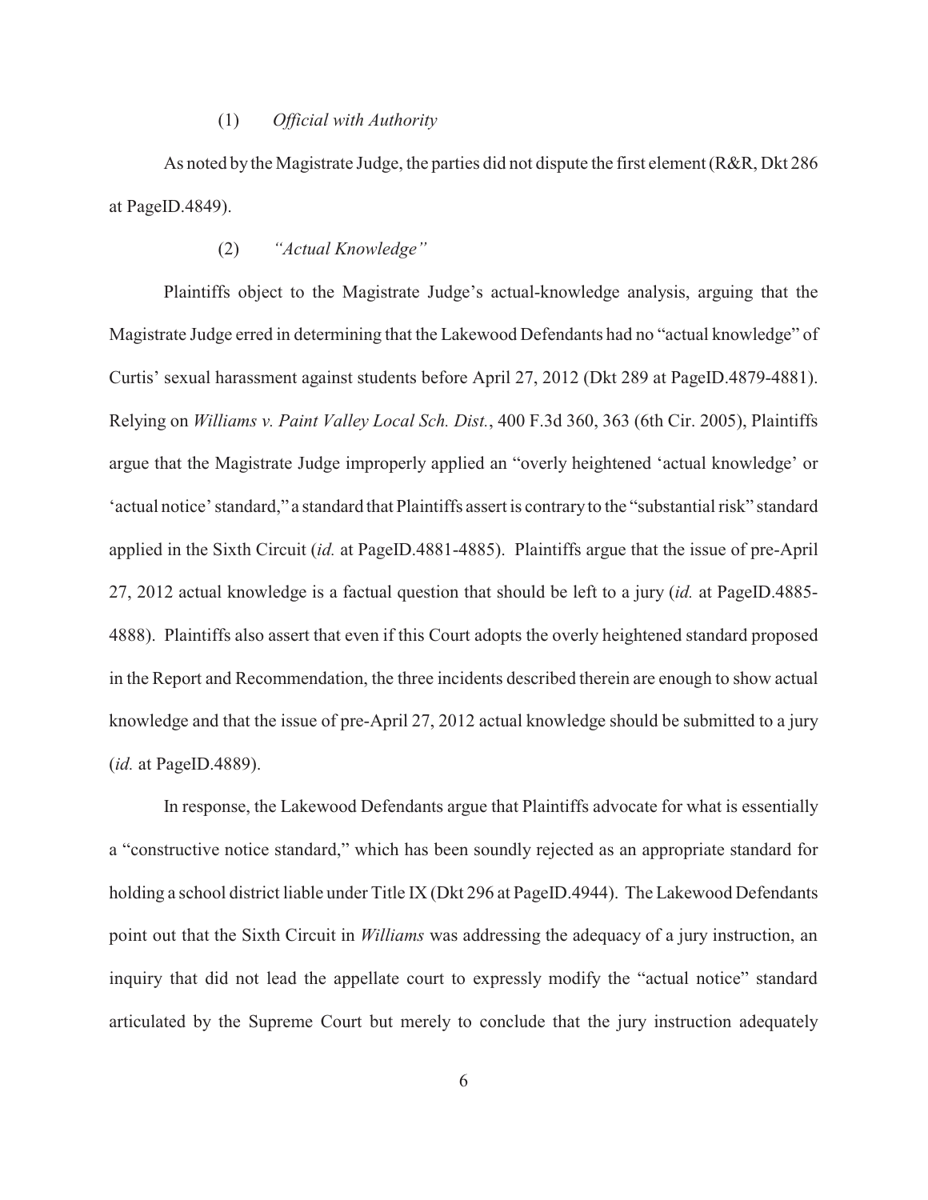(1) *Official with Authority*

As noted by the Magistrate Judge, the parties did not dispute the first element (R&R, Dkt 286 at PageID.4849).

(2) *"Actual Knowledge"*

Plaintiffs object to the Magistrate Judge's actual-knowledge analysis, arguing that the Magistrate Judge erred in determining that the Lakewood Defendants had no "actual knowledge" of Curtis' sexual harassment against students before April 27, 2012 (Dkt 289 at PageID.4879-4881). Relying on *Williams v. Paint Valley Local Sch. Dist.*, 400 F.3d 360, 363 (6th Cir. 2005), Plaintiffs argue that the Magistrate Judge improperly applied an "overly heightened 'actual knowledge' or 'actual notice' standard," a standard that Plaintiffs assert is contrary to the "substantial risk" standard applied in the Sixth Circuit (*id.* at PageID.4881-4885). Plaintiffs argue that the issue of pre-April 27, 2012 actual knowledge is a factual question that should be left to a jury (*id.* at PageID.4885-4888). Plaintiffs also assert that even if this Court adopts the overly heightened standard proposed in the Report and Recommendation, the three incidents described therein are enough to show actual knowledge and that the issue of pre-April 27, 2012 actual knowledge should be submitted to a jury (*id.* at PageID.4889).

In response, the Lakewood Defendants argue that Plaintiffs advocate for what is essentially a "constructive notice standard," which has been soundly rejected as an appropriate standard for holding a school district liable under Title IX (Dkt 296 at PageID.4944). The Lakewood Defendants point out that the Sixth Circuit in *Williams* was addressing the adequacy of a jury instruction, an inquiry that did not lead the appellate court to expressly modify the "actual notice" standard articulated by the Supreme Court but merely to conclude that the jury instruction adequately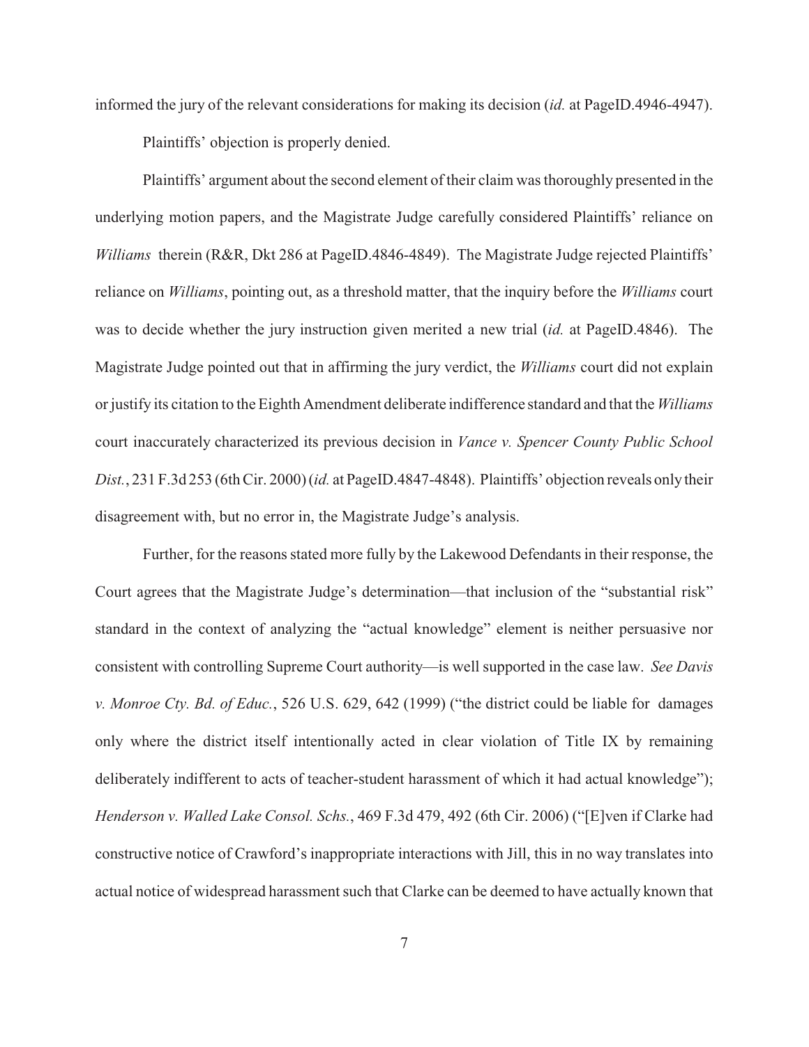informed the jury of the relevant considerations for making its decision (*id.* at PageID.4946-4947).

Plaintiffs' objection is properly denied.

Plaintiffs' argument about the second element of their claim was thoroughly presented in the underlying motion papers, and the Magistrate Judge carefully considered Plaintiffs' reliance on *Williams* therein (R&R, Dkt 286 at PageID.4846-4849). The Magistrate Judge rejected Plaintiffs' reliance on *Williams*, pointing out, as a threshold matter, that the inquiry before the *Williams* court was to decide whether the jury instruction given merited a new trial (*id.* at PageID.4846). The Magistrate Judge pointed out that in affirming the jury verdict, the *Williams* court did not explain or justify its citation to the Eighth Amendment deliberate indifference standard and that the *Williams* court inaccurately characterized its previous decision in *Vance v. Spencer County Public School Dist.*, 231 F.3d 253 (6th Cir. 2000) (*id.* at PageID.4847-4848). Plaintiffs' objection reveals only their disagreement with, but no error in, the Magistrate Judge's analysis.

Further, for the reasons stated more fully by the Lakewood Defendants in their response, the Court agrees that the Magistrate Judge's determination—that inclusion of the "substantial risk" standard in the context of analyzing the "actual knowledge" element is neither persuasive nor consistent with controlling Supreme Court authority—is well supported in the case law. *See Davis v. Monroe Cty. Bd. of Educ.*, 526 U.S. 629, 642 (1999) ("the district could be liable for damages only where the district itself intentionally acted in clear violation of Title IX by remaining deliberately indifferent to acts of teacher-student harassment of which it had actual knowledge"); *Henderson v. Walled Lake Consol. Schs.*, 469 F.3d 479, 492 (6th Cir. 2006) ("[E]ven if Clarke had constructive notice of Crawford's inappropriate interactions with Jill, this in no way translates into actual notice of widespread harassment such that Clarke can be deemed to have actually known that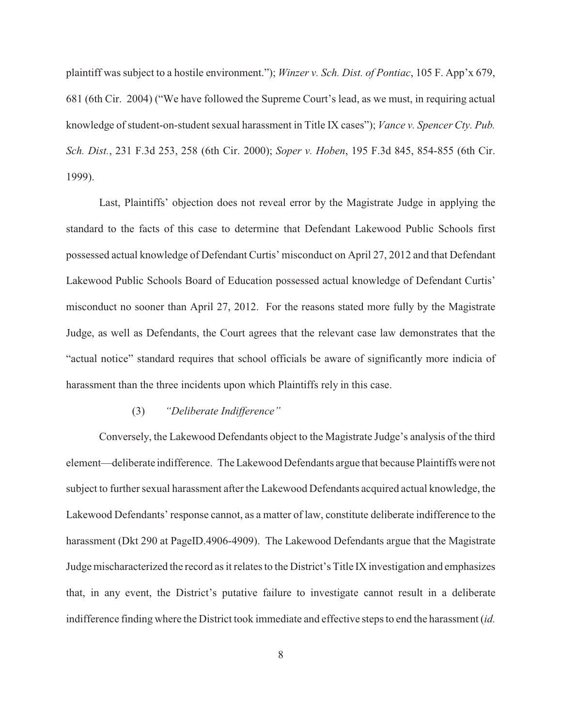plaintiff was subject to a hostile environment."); *Winzer v. Sch. Dist. of Pontiac*, 105 F. App'x 679, 681 (6th Cir. 2004) ("We have followed the Supreme Court's lead, as we must, in requiring actual knowledge of student-on-student sexual harassment in Title IX cases"); *Vance v. Spencer Cty. Pub. Sch. Dist.*, 231 F.3d 253, 258 (6th Cir. 2000); *Soper v. Hoben*, 195 F.3d 845, 854-855 (6th Cir. 1999).

Last, Plaintiffs' objection does not reveal error by the Magistrate Judge in applying the standard to the facts of this case to determine that Defendant Lakewood Public Schools first possessed actual knowledge of Defendant Curtis' misconduct on April 27, 2012 and that Defendant Lakewood Public Schools Board of Education possessed actual knowledge of Defendant Curtis' misconduct no sooner than April 27, 2012. For the reasons stated more fully by the Magistrate Judge, as well as Defendants, the Court agrees that the relevant case law demonstrates that the "actual notice" standard requires that school officials be aware of significantly more indicia of harassment than the three incidents upon which Plaintiffs rely in this case.

(3) *"Deliberate Indifference"*

Conversely, the Lakewood Defendants object to the Magistrate Judge's analysis of the third element—deliberate indifference. The Lakewood Defendants argue that because Plaintiffs were not subject to further sexual harassment after the Lakewood Defendants acquired actual knowledge, the Lakewood Defendants' response cannot, as a matter of law, constitute deliberate indifference to the harassment (Dkt 290 at PageID.4906-4909). The Lakewood Defendants argue that the Magistrate Judge mischaracterized the record as it relates to the District's Title IX investigation and emphasizes that, in any event, the District's putative failure to investigate cannot result in a deliberate indifference finding where the District took immediate and effective steps to end the harassment (*id.*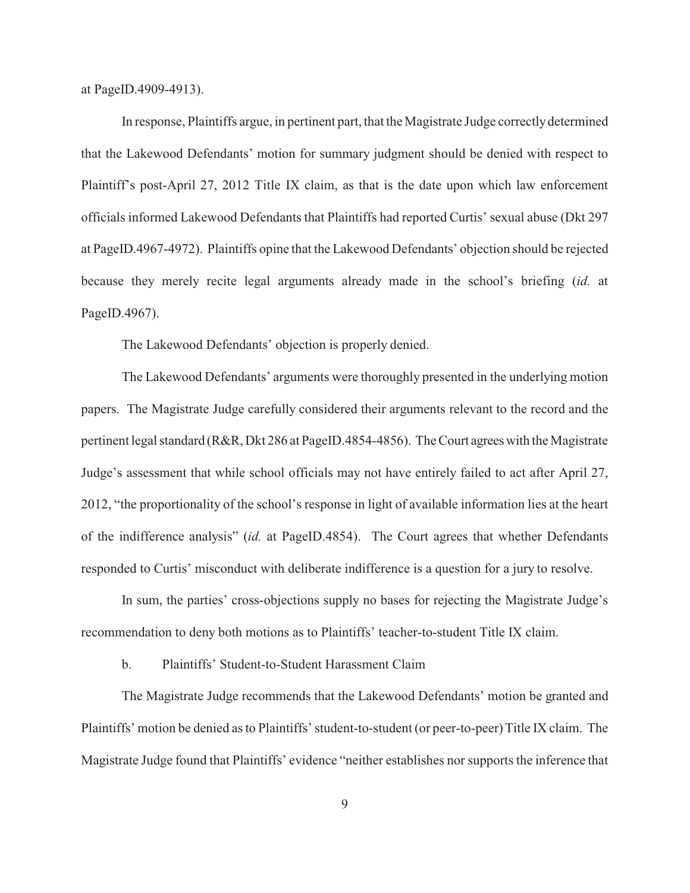at PageID.4909-4913).

In response, Plaintiffs argue, in pertinent part, that the Magistrate Judge correctly determined that the Lakewood Defendants' motion for summary judgment should be denied with respect to Plaintiff's post-April 27, 2012 Title IX claim, as that is the date upon which law enforcement officials informed Lakewood Defendants that Plaintiffs had reported Curtis' sexual abuse (Dkt 297 at PageID.4967-4972). Plaintiffs opine that the Lakewood Defendants' objection should be rejected because they merely recite legal arguments already made in the school's briefing (*id.* at PageID.4967).

The Lakewood Defendants' objection is properly denied.

The Lakewood Defendants' arguments were thoroughly presented in the underlying motion papers. The Magistrate Judge carefully considered their arguments relevant to the record and the pertinent legal standard (R&R, Dkt 286 at PageID.4854-4856). The Court agrees with the Magistrate Judge's assessment that while school officials may not have entirely failed to act after April 27, 2012, "the proportionality of the school's response in light of available information lies at the heart of the indifference analysis" (*id.* at PageID.4854). The Court agrees that whether Defendants responded to Curtis' misconduct with deliberate indifference is a question for a jury to resolve.

In sum, the parties' cross-objections supply no bases for rejecting the Magistrate Judge's recommendation to deny both motions as to Plaintiffs' teacher-to-student Title IX claim.

b. Plaintiffs' Student-to-Student Harassment Claim

The Magistrate Judge recommends that the Lakewood Defendants' motion be granted and Plaintiffs' motion be denied as to Plaintiffs' student-to-student (or peer-to-peer) Title IX claim. The Magistrate Judge found that Plaintiffs' evidence "neither establishes nor supports the inference that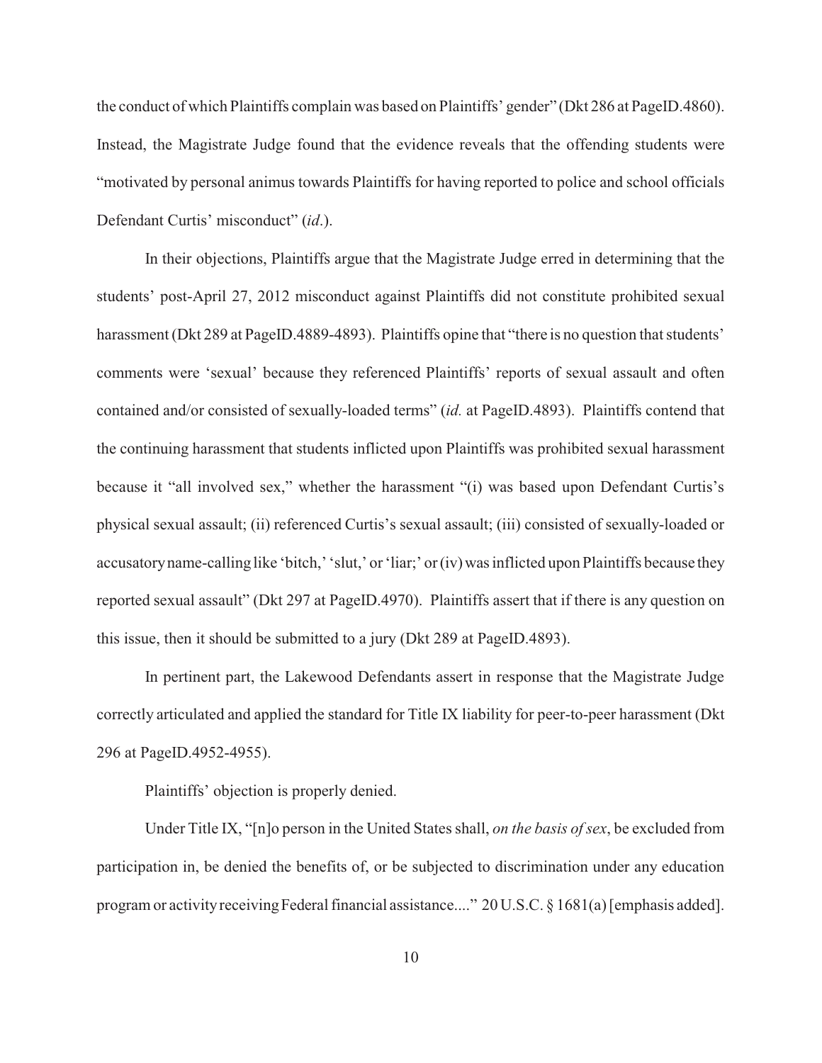the conduct of which Plaintiffs complain was based on Plaintiffs' gender" (Dkt 286 at PageID.4860). Instead, the Magistrate Judge found that the evidence reveals that the offending students were "motivated by personal animus towards Plaintiffs for having reported to police and school officials Defendant Curtis' misconduct" (*id*.).

In their objections, Plaintiffs argue that the Magistrate Judge erred in determining that the students' post-April 27, 2012 misconduct against Plaintiffs did not constitute prohibited sexual harassment (Dkt 289 at PageID.4889-4893). Plaintiffs opine that "there is no question that students' comments were 'sexual' because they referenced Plaintiffs' reports of sexual assault and often contained and/or consisted of sexually-loaded terms" (*id.* at PageID.4893). Plaintiffs contend that the continuing harassment that students inflicted upon Plaintiffs was prohibited sexual harassment because it "all involved sex," whether the harassment "(i) was based upon Defendant Curtis's physical sexual assault; (ii) referenced Curtis's sexual assault; (iii) consisted of sexually-loaded or accusatory name-calling like 'bitch,' 'slut,' or 'liar;' or (iv) was inflicted upon Plaintiffs because they reported sexual assault" (Dkt 297 at PageID.4970). Plaintiffs assert that if there is any question on this issue, then it should be submitted to a jury (Dkt 289 at PageID.4893).

In pertinent part, the Lakewood Defendants assert in response that the Magistrate Judge correctly articulated and applied the standard for Title IX liability for peer-to-peer harassment (Dkt 296 at PageID.4952-4955).

Plaintiffs' objection is properly denied.

Under Title IX, "[n]o person in the United States shall, *on the basis of sex*, be excluded from participation in, be denied the benefits of, or be subjected to discrimination under any education program or activity receiving Federal financial assistance...." 20 U.S.C. § 1681(a) [emphasis added].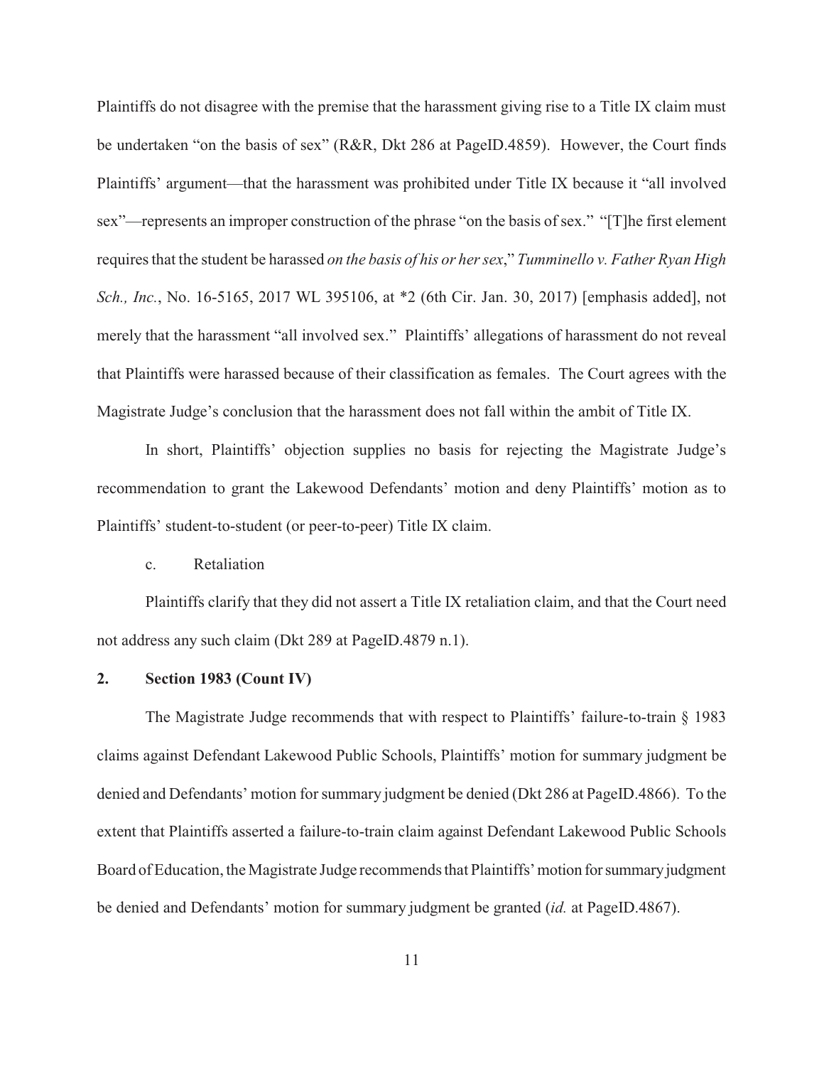Plaintiffs do not disagree with the premise that the harassment giving rise to a Title IX claim must be undertaken "on the basis of sex" (R&R, Dkt 286 at PageID.4859). However, the Court finds Plaintiffs' argument—that the harassment was prohibited under Title IX because it "all involved sex"—represents an improper construction of the phrase "on the basis of sex." "[T]he first element requires that the student be harassed *on the basis of his or her sex*," *Tumminello v. Father Ryan High Sch., Inc.*, No. 16-5165, 2017 WL 395106, at *2 (6th Cir. Jan. 30, 2017) [emphasis added], not merely that the harassment "all involved sex." Plaintiffs' allegations of harassment do not reveal that Plaintiffs were harassed because of their classification as females. The Court agrees with the Magistrate Judge's conclusion that the harassment does not fall within the ambit of Title IX.

In short, Plaintiffs' objection supplies no basis for rejecting the Magistrate Judge's recommendation to grant the Lakewood Defendants' motion and deny Plaintiffs' motion as to Plaintiffs' student-to-student (or peer-to-peer) Title IX claim.

c. Retaliation

Plaintiffs clarify that they did not assert a Title IX retaliation claim, and that the Court need not address any such claim (Dkt 289 at PageID.4879 n.1).

**2. Section 1983 (Count IV)**

The Magistrate Judge recommends that with respect to Plaintiffs' failure-to-train § 1983 claims against Defendant Lakewood Public Schools, Plaintiffs' motion for summary judgment be denied and Defendants' motion for summary judgment be denied (Dkt 286 at PageID.4866). To the extent that Plaintiffs asserted a failure-to-train claim against Defendant Lakewood Public Schools Board of Education, the Magistrate Judge recommends that Plaintiffs' motion for summary judgment be denied and Defendants' motion for summary judgment be granted (*id.* at PageID.4867).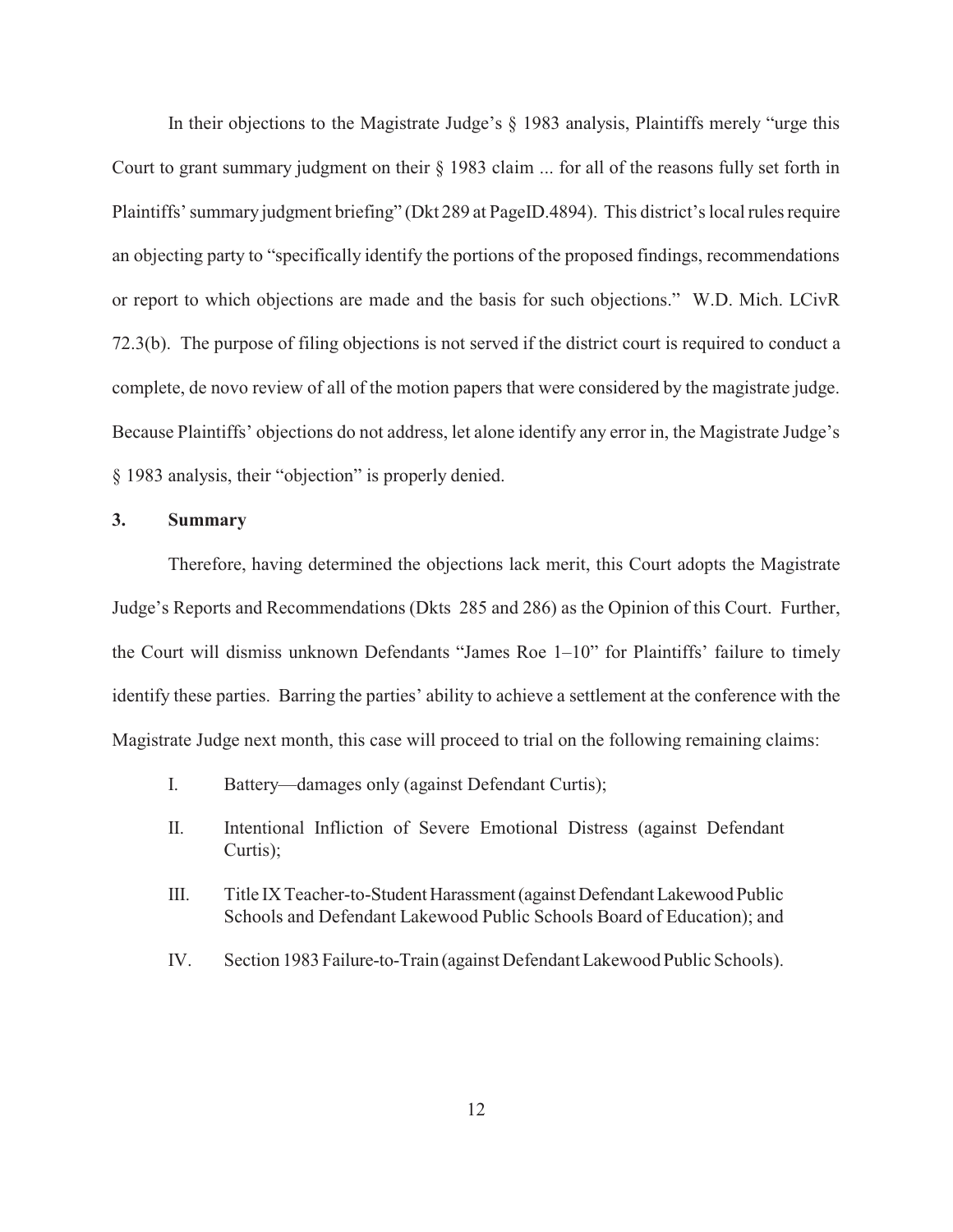In their objections to the Magistrate Judge's § 1983 analysis, Plaintiffs merely "urge this Court to grant summary judgment on their § 1983 claim ... for all of the reasons fully set forth in Plaintiffs' summary judgment briefing" (Dkt 289 at PageID.4894). This district's local rules require an objecting party to "specifically identify the portions of the proposed findings, recommendations or report to which objections are made and the basis for such objections." W.D. Mich. LCivR 72.3(b). The purpose of filing objections is not served if the district court is required to conduct a complete, de novo review of all of the motion papers that were considered by the magistrate judge. Because Plaintiffs' objections do not address, let alone identify any error in, the Magistrate Judge's § 1983 analysis, their "objection" is properly denied.

### 3. Summary

Therefore, having determined the objections lack merit, this Court adopts the Magistrate Judge's Reports and Recommendations (Dkts 285 and 286) as the Opinion of this Court. Further, the Court will dismiss unknown Defendants "James Roe 1–10" for Plaintiffs' failure to timely identify these parties. Barring the parties' ability to achieve a settlement at the conference with the Magistrate Judge next month, this case will proceed to trial on the following remaining claims:

I. Battery—damages only (against Defendant Curtis);

II. Intentional Infliction of Severe Emotional Distress (against Defendant Curtis);

III. Title IX Teacher-to-Student Harassment (against Defendant Lakewood Public Schools and Defendant Lakewood Public Schools Board of Education); and

IV. Section 1983 Failure-to-Train (against Defendant Lakewood Public Schools).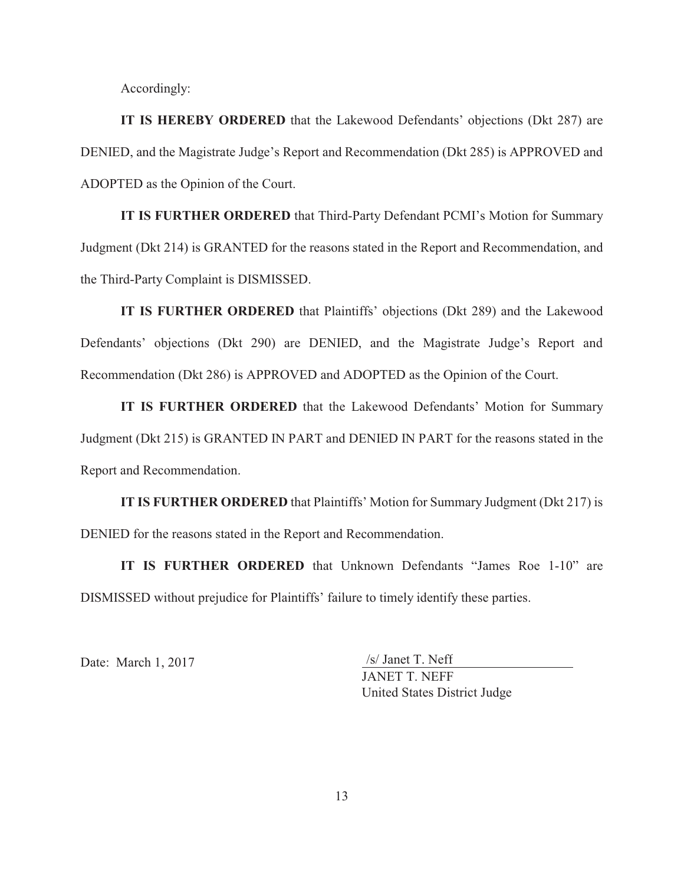Accordingly:

**IT IS HEREBY ORDERED** that the Lakewood Defendants' objections (Dkt 287) are DENIED, and the Magistrate Judge's Report and Recommendation (Dkt 285) is APPROVED and ADOPTED as the Opinion of the Court.

**IT IS FURTHER ORDERED** that Third-Party Defendant PCMI's Motion for Summary Judgment (Dkt 214) is GRANTED for the reasons stated in the Report and Recommendation, and the Third-Party Complaint is DISMISSED.

**IT IS FURTHER ORDERED** that Plaintiffs' objections (Dkt 289) and the Lakewood Defendants' objections (Dkt 290) are DENIED, and the Magistrate Judge's Report and Recommendation (Dkt 286) is APPROVED and ADOPTED as the Opinion of the Court.

**IT IS FURTHER ORDERED** that the Lakewood Defendants' Motion for Summary Judgment (Dkt 215) is GRANTED IN PART and DENIED IN PART for the reasons stated in the Report and Recommendation.

**IT IS FURTHER ORDERED** that Plaintiffs' Motion for Summary Judgment (Dkt 217) is DENIED for the reasons stated in the Report and Recommendation.

**IT IS FURTHER ORDERED** that Unknown Defendants "James Roe 1-10" are DISMISSED without prejudice for Plaintiffs' failure to timely identify these parties.

Date: March 1, 2017

/s/ Janet T. Neff
JANET T. NEFF
United States District Judge